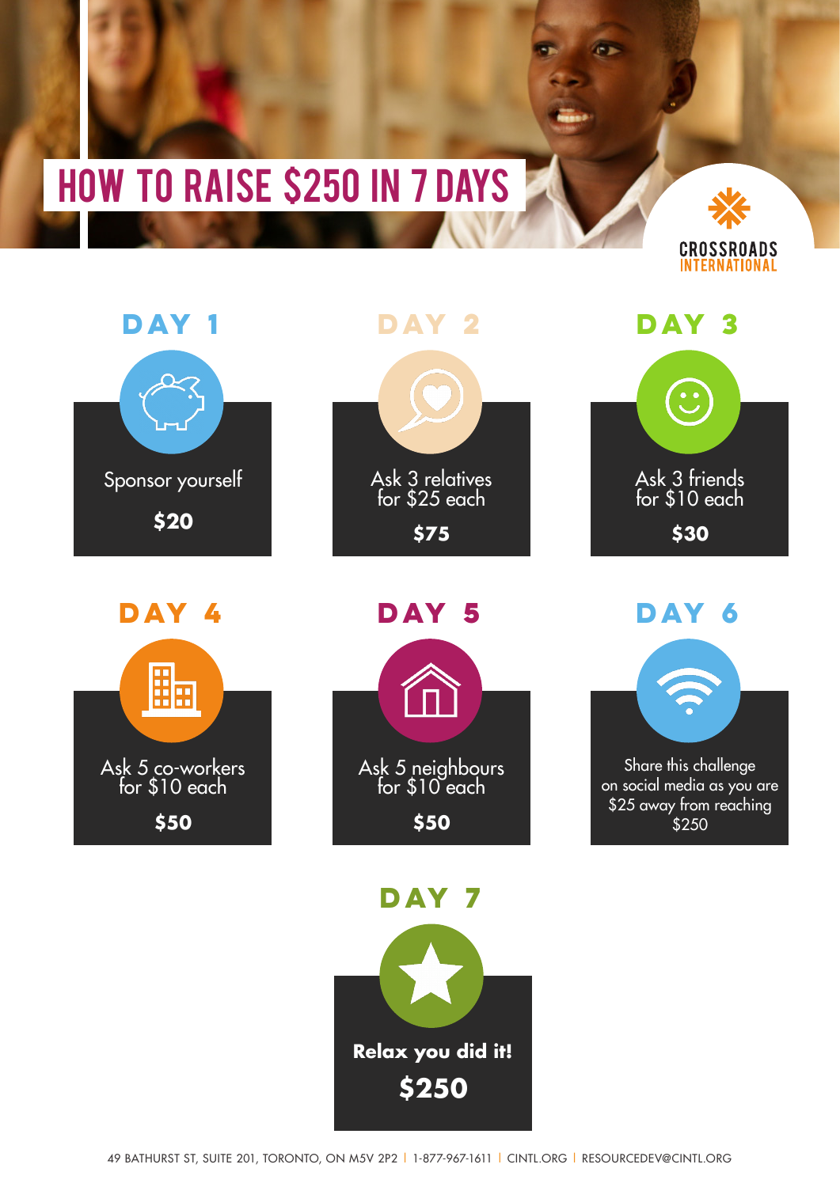# HOW TO RAISE $250 IN 7 DAYS

CROSSROADS INTERNATIONAL

## DAY 1

Sponsor yourself

**$20**

## DAY 2

Ask 3 relatives for $25 each

**$75**

## DAY 3

Ask 3 friends for $10 each

**$30**

## DAY 4

Ask 5 co-workers for $10 each

**$50**

## DAY 5

Ask 5 neighbours for $10 each

**$50**

## DAY 6

Share this challenge on social media as you are $25 away from reaching $250

## DAY 7

**Relax you did it!**

**$250**

49 BATHURST ST, SUITE 201, TORONTO, ON M5V 2P2 | 1-877-967-1611 | CINTL.ORG | RESOURCEDEV@CINTL.ORG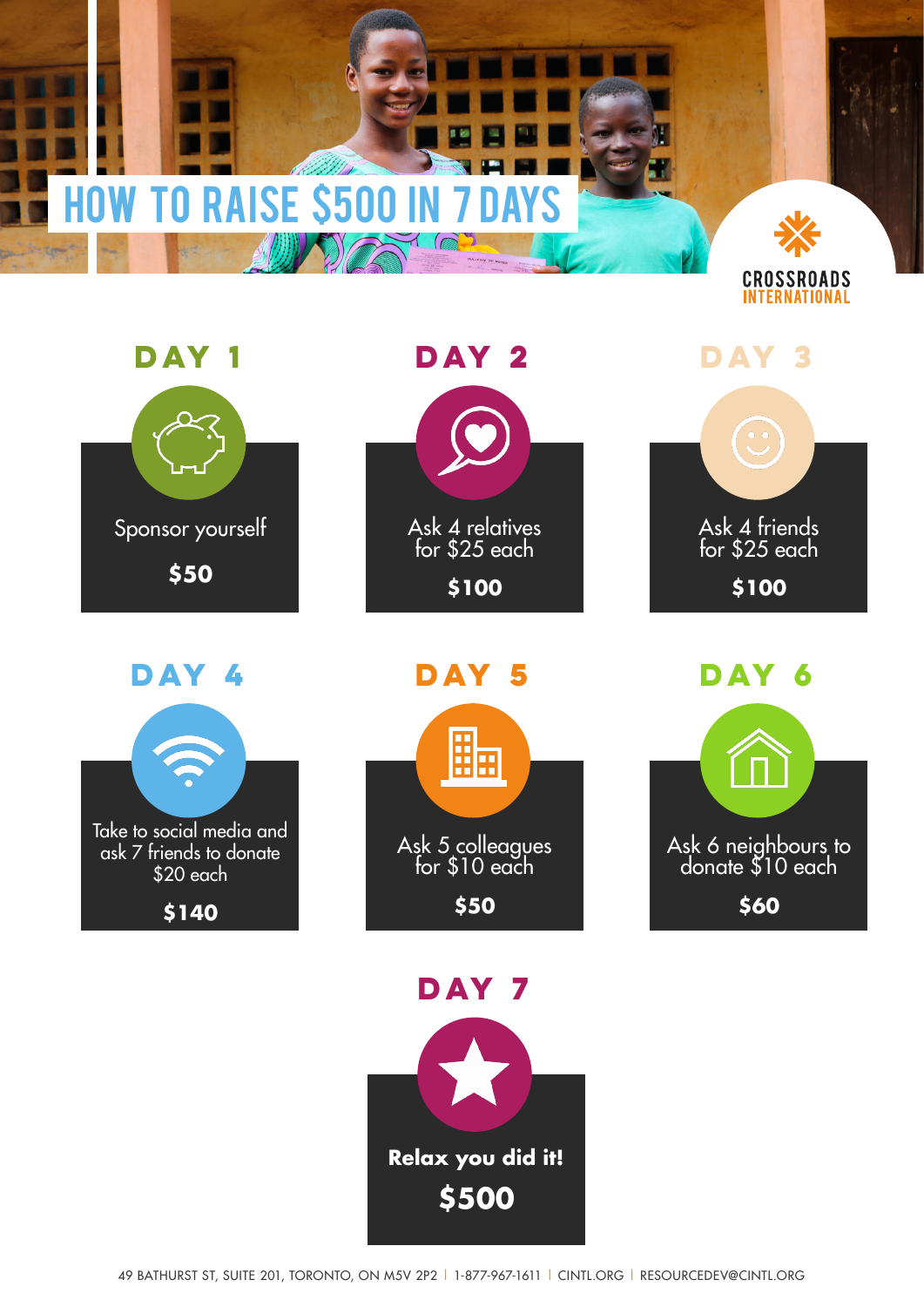# HOW TO RAISE $500 IN 7 DAYS

CROSSROADS INTERNATIONAL

## DAY 1

Sponsor yourself

**$50**

## DAY 2

Ask 4 relatives for $25 each

**$100**

## DAY 3

Ask 4 friends for $25 each

**$100**

## DAY 4

Take to social media and ask 7 friends to donate $20 each

**$140**

## DAY 5

Ask 5 colleagues for $10 each

**$50**

## DAY 6

Ask 6 neighbours to donate $10 each

**$60**

## DAY 7

**Relax you did it!**

**$500**

49 BATHURST ST, SUITE 201, TORONTO, ON M5V 2P2 | 1-877-967-1611 | CINTL.ORG | RESOURCEDEV@CINTL.ORG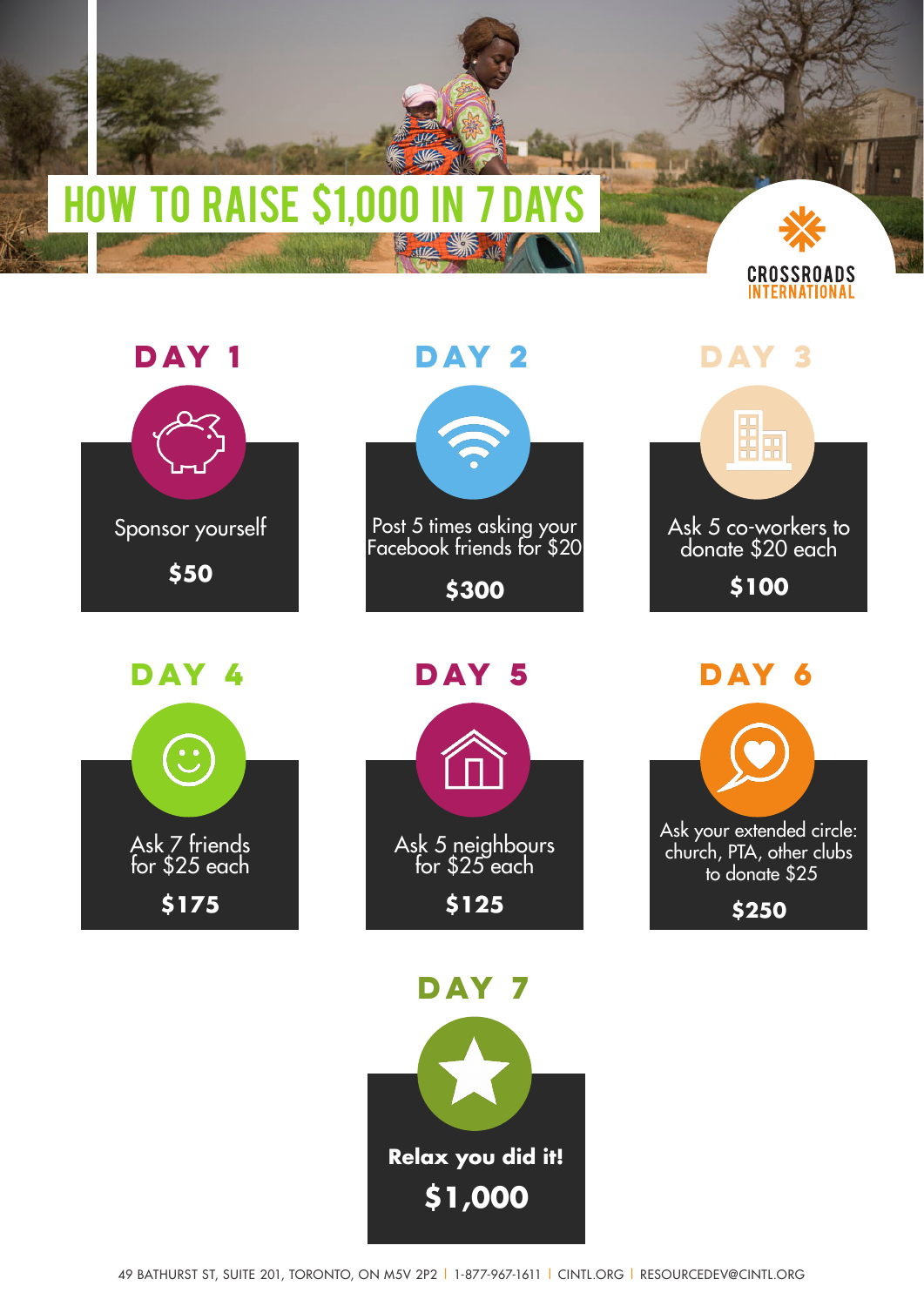# HOW TO RAISE $1,000 IN 7 DAYS

CROSSROADS INTERNATIONAL

## DAY 1

Sponsor yourself

**$50**

## DAY 2

Post 5 times asking your Facebook friends for $20

**$300**

## DAY 3

Ask 5 co-workers to donate $20 each

**$100**

## DAY 4

Ask 7 friends for $25 each

**$175**

## DAY 5

Ask 5 neighbours for $25 each

**$125**

## DAY 6

Ask your extended circle: church, PTA, other clubs to donate $25

**$250**

## DAY 7

**Relax you did it!**

**$1,000**

49 BATHURST ST, SUITE 201, TORONTO, ON M5V 2P2 | 1-877-967-1611 | CINTL.ORG | RESOURCEDEV@CINTL.ORG